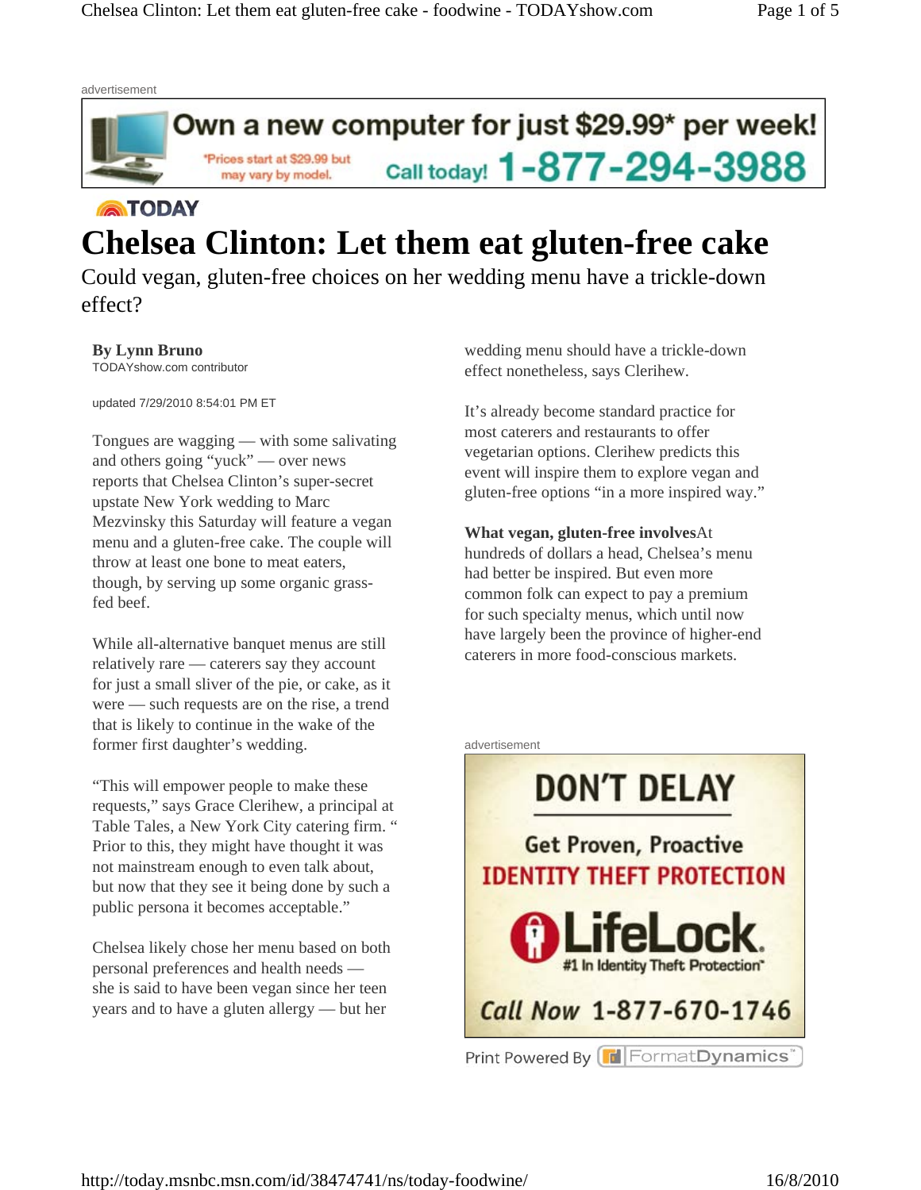# Chelsea Clinton: Let them eat gluten-free cake

Could vegan, gluten-free choices on her wedding menu have a trickle-down effect?

**By Lynn Bruno**
TODAYshow.com contributor

updated 7/29/2010 8:54:01 PM ET

Tongues are wagging — with some salivating and others going "yuck" — over news reports that Chelsea Clinton's super-secret upstate New York wedding to Marc Mezvinsky this Saturday will feature a vegan menu and a gluten-free cake. The couple will throw at least one bone to meat eaters, though, by serving up some organic grass-fed beef.

While all-alternative banquet menus are still relatively rare — caterers say they account for just a small sliver of the pie, or cake, as it were — such requests are on the rise, a trend that is likely to continue in the wake of the former first daughter's wedding.

"This will empower people to make these requests," says Grace Clerihew, a principal at Table Tales, a New York City catering firm. " Prior to this, they might have thought it was not mainstream enough to even talk about, but now that they see it being done by such a public persona it becomes acceptable."

Chelsea likely chose her menu based on both personal preferences and health needs — she is said to have been vegan since her teen years and to have a gluten allergy — but her wedding menu should have a trickle-down effect nonetheless, says Clerihew.

It's already become standard practice for most caterers and restaurants to offer vegetarian options. Clerihew predicts this event will inspire them to explore vegan and gluten-free options "in a more inspired way."

**What vegan, gluten-free involves**At hundreds of dollars a head, Chelsea's menu had better be inspired. But even more common folk can expect to pay a premium for such specialty menus, which until now have largely been the province of higher-end caterers in more food-conscious markets.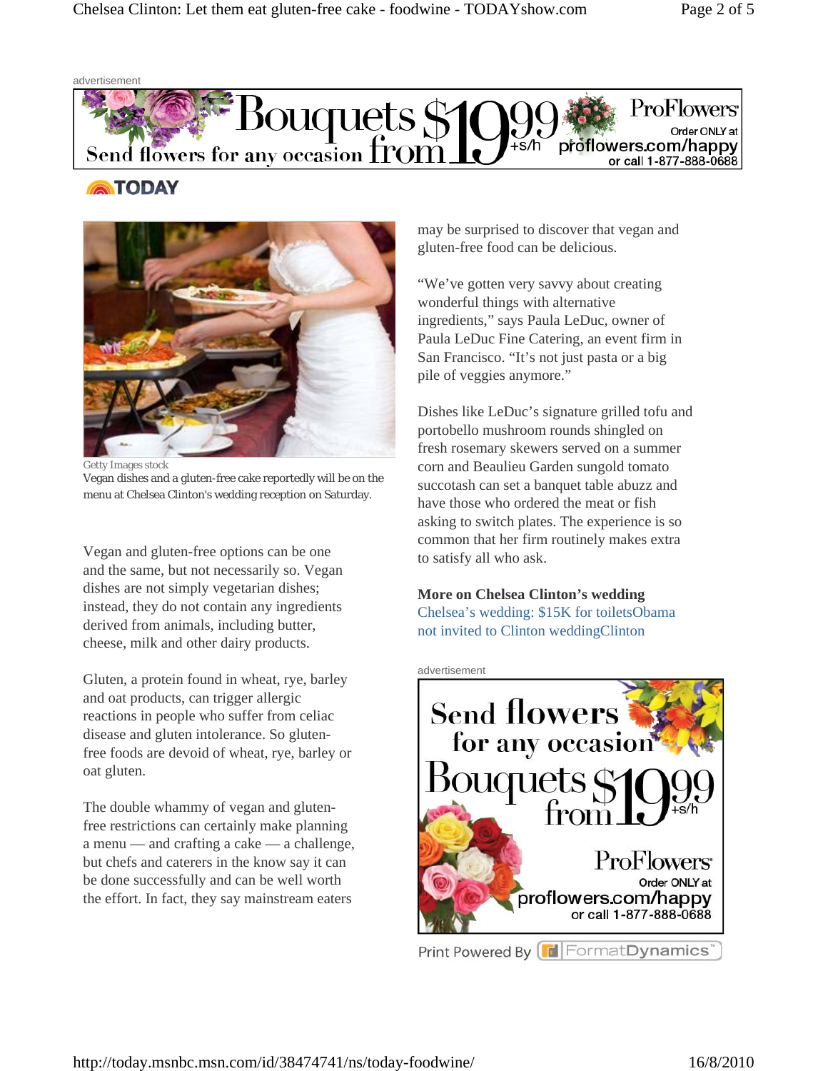Getty Images stock

Vegan dishes and a gluten-free cake reportedly will be on the menu at Chelsea Clinton's wedding reception on Saturday.

Vegan and gluten-free options can be one and the same, but not necessarily so. Vegan dishes are not simply vegetarian dishes; instead, they do not contain any ingredients derived from animals, including butter, cheese, milk and other dairy products.

Gluten, a protein found in wheat, rye, barley and oat products, can trigger allergic reactions in people who suffer from celiac disease and gluten intolerance. So gluten-free foods are devoid of wheat, rye, barley or oat gluten.

The double whammy of vegan and gluten-free restrictions can certainly make planning a menu — and crafting a cake — a challenge, but chefs and caterers in the know say it can be done successfully and can be well worth the effort. In fact, they say mainstream eaters may be surprised to discover that vegan and gluten-free food can be delicious.

"We've gotten very savvy about creating wonderful things with alternative ingredients," says Paula LeDuc, owner of Paula LeDuc Fine Catering, an event firm in San Francisco. "It's not just pasta or a big pile of veggies anymore."

Dishes like LeDuc's signature grilled tofu and portobello mushroom rounds shingled on fresh rosemary skewers served on a summer corn and Beaulieu Garden sungold tomato succotash can set a banquet table abuzz and have those who ordered the meat or fish asking to switch plates. The experience is so common that her firm routinely makes extra to satisfy all who ask.

**More on Chelsea Clinton's wedding**

Chelsea's wedding: $15K for toiletsObama not invited to Clinton weddingClinton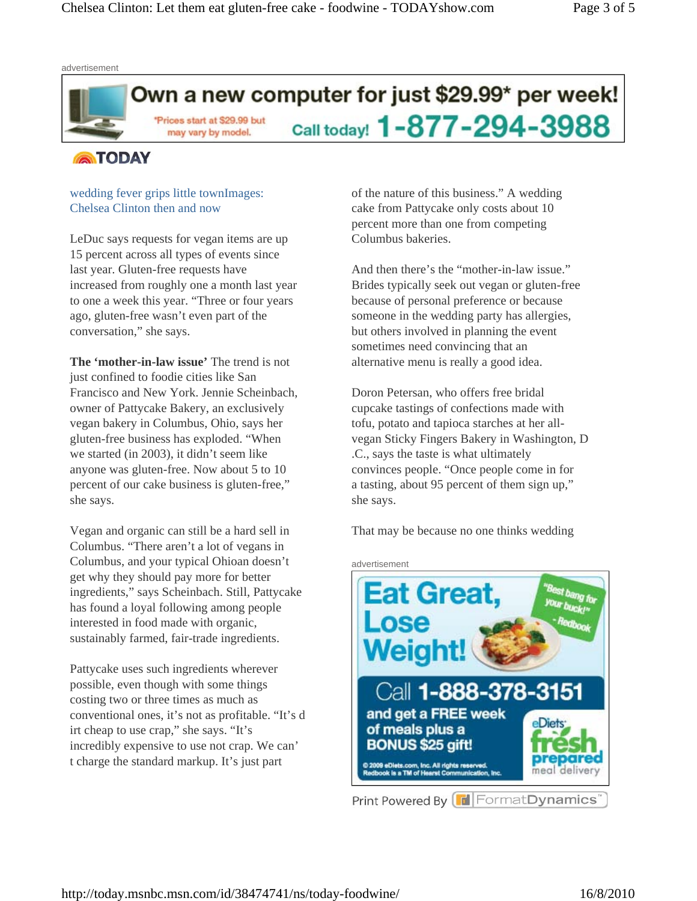advertisement

Own a new computer for just $29.99* per week!

*Prices start at $29.99 but may vary by model. Call today! 1-877-294-3988

TODAY

wedding fever grips little townImages: Chelsea Clinton then and now

LeDuc says requests for vegan items are up 15 percent across all types of events since last year. Gluten-free requests have increased from roughly one a month last year to one a week this year. "Three or four years ago, gluten-free wasn't even part of the conversation," she says.

**The 'mother-in-law issue'** The trend is not just confined to foodie cities like San Francisco and New York. Jennie Scheinbach, owner of Pattycake Bakery, an exclusively vegan bakery in Columbus, Ohio, says her gluten-free business has exploded. "When we started (in 2003), it didn't seem like anyone was gluten-free. Now about 5 to 10 percent of our cake business is gluten-free," she says.

Vegan and organic can still be a hard sell in Columbus. "There aren't a lot of vegans in Columbus, and your typical Ohioan doesn't get why they should pay more for better ingredients," says Scheinbach. Still, Pattycake has found a loyal following among people interested in food made with organic, sustainably farmed, fair-trade ingredients.

Pattycake uses such ingredients wherever possible, even though with some things costing two or three times as much as conventional ones, it's not as profitable. "It's d irt cheap to use crap," she says. "It's incredibly expensive to use not crap. We can' t charge the standard markup. It's just part of the nature of this business." A wedding cake from Pattycake only costs about 10 percent more than one from competing Columbus bakeries.

And then there's the "mother-in-law issue." Brides typically seek out vegan or gluten-free because of personal preference or because someone in the wedding party has allergies, but others involved in planning the event sometimes need convincing that an alternative menu is really a good idea.

Doron Petersan, who offers free bridal cupcake tastings of confections made with tofu, potato and tapioca starches at her all-vegan Sticky Fingers Bakery in Washington, D .C., says the taste is what ultimately convinces people. "Once people come in for a tasting, about 95 percent of them sign up," she says.

That may be because no one thinks wedding

advertisement

Eat Great, Lose Weight! "Best bang for your buck!" - Redbook

Call 1-888-378-3151 and get a FREE week of meals plus a BONUS $25 gift!

eDiets fresh prepared meal delivery

© 2009 eDiets.com, Inc. All rights reserved. Redbook is a TM of Hearst Communication, Inc.

Print Powered By FormatDynamics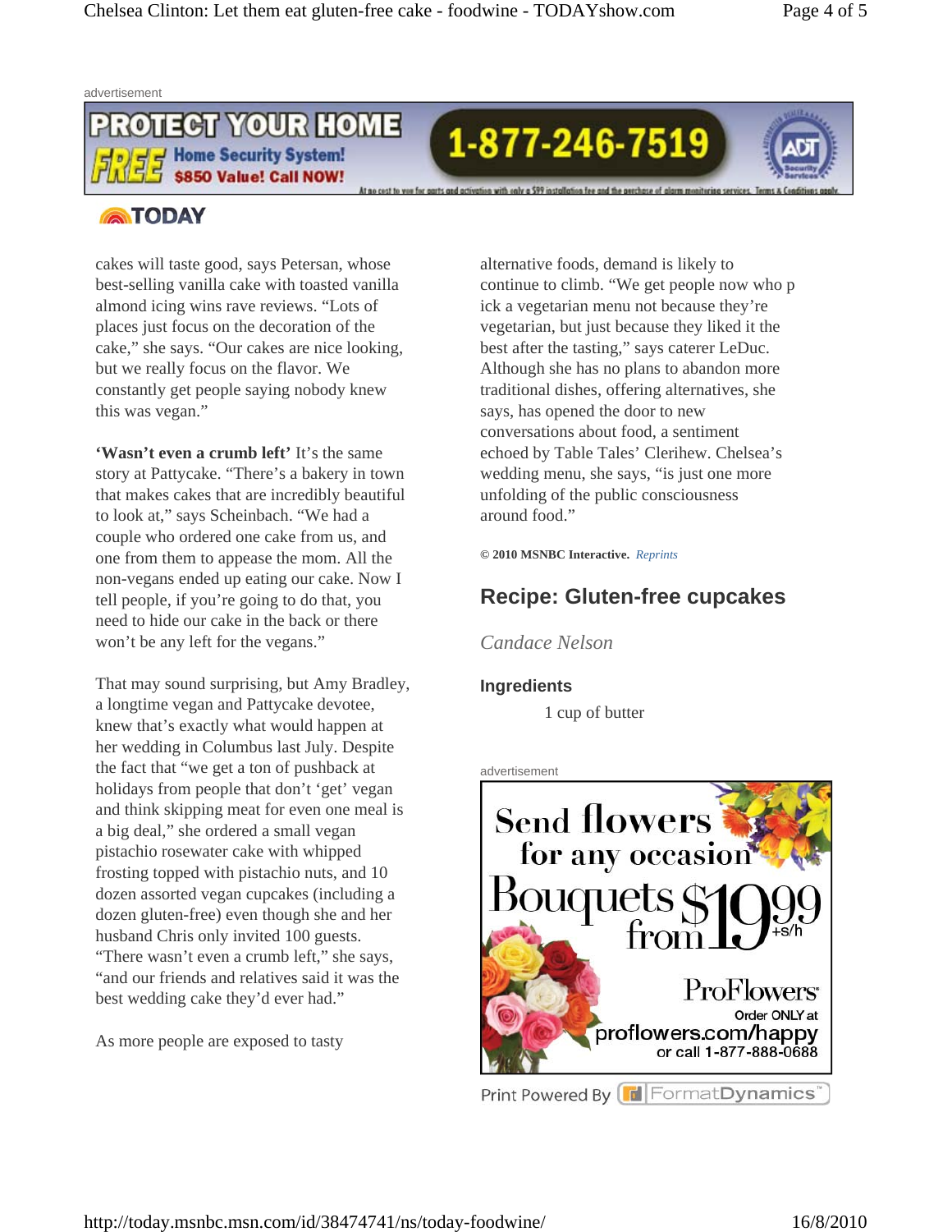cakes will taste good, says Petersan, whose best-selling vanilla cake with toasted vanilla almond icing wins rave reviews. "Lots of places just focus on the decoration of the cake," she says. "Our cakes are nice looking, but we really focus on the flavor. We constantly get people saying nobody knew this was vegan."

**'Wasn't even a crumb left'** It's the same story at Pattycake. "There's a bakery in town that makes cakes that are incredibly beautiful to look at," says Scheinbach. "We had a couple who ordered one cake from us, and one from them to appease the mom. All the non-vegans ended up eating our cake. Now I tell people, if you're going to do that, you need to hide our cake in the back or there won't be any left for the vegans."

That may sound surprising, but Amy Bradley, a longtime vegan and Pattycake devotee, knew that's exactly what would happen at her wedding in Columbus last July. Despite the fact that "we get a ton of pushback at holidays from people that don't 'get' vegan and think skipping meat for even one meal is a big deal," she ordered a small vegan pistachio rosewater cake with whipped frosting topped with pistachio nuts, and 10 dozen assorted vegan cupcakes (including a dozen gluten-free) even though she and her husband Chris only invited 100 guests. "There wasn't even a crumb left," she says, "and our friends and relatives said it was the best wedding cake they'd ever had."

As more people are exposed to tasty alternative foods, demand is likely to continue to climb. "We get people now who pick a vegetarian menu not because they're vegetarian, but just because they liked it the best after the tasting," says caterer LeDuc. Although she has no plans to abandon more traditional dishes, offering alternatives, she says, has opened the door to new conversations about food, a sentiment echoed by Table Tales' Clerihew. Chelsea's wedding menu, she says, "is just one more unfolding of the public consciousness around food."

**© 2010 MSNBC Interactive.** *Reprints*

## Recipe: Gluten-free cupcakes

*Candace Nelson*

### Ingredients

- 1 cup of butter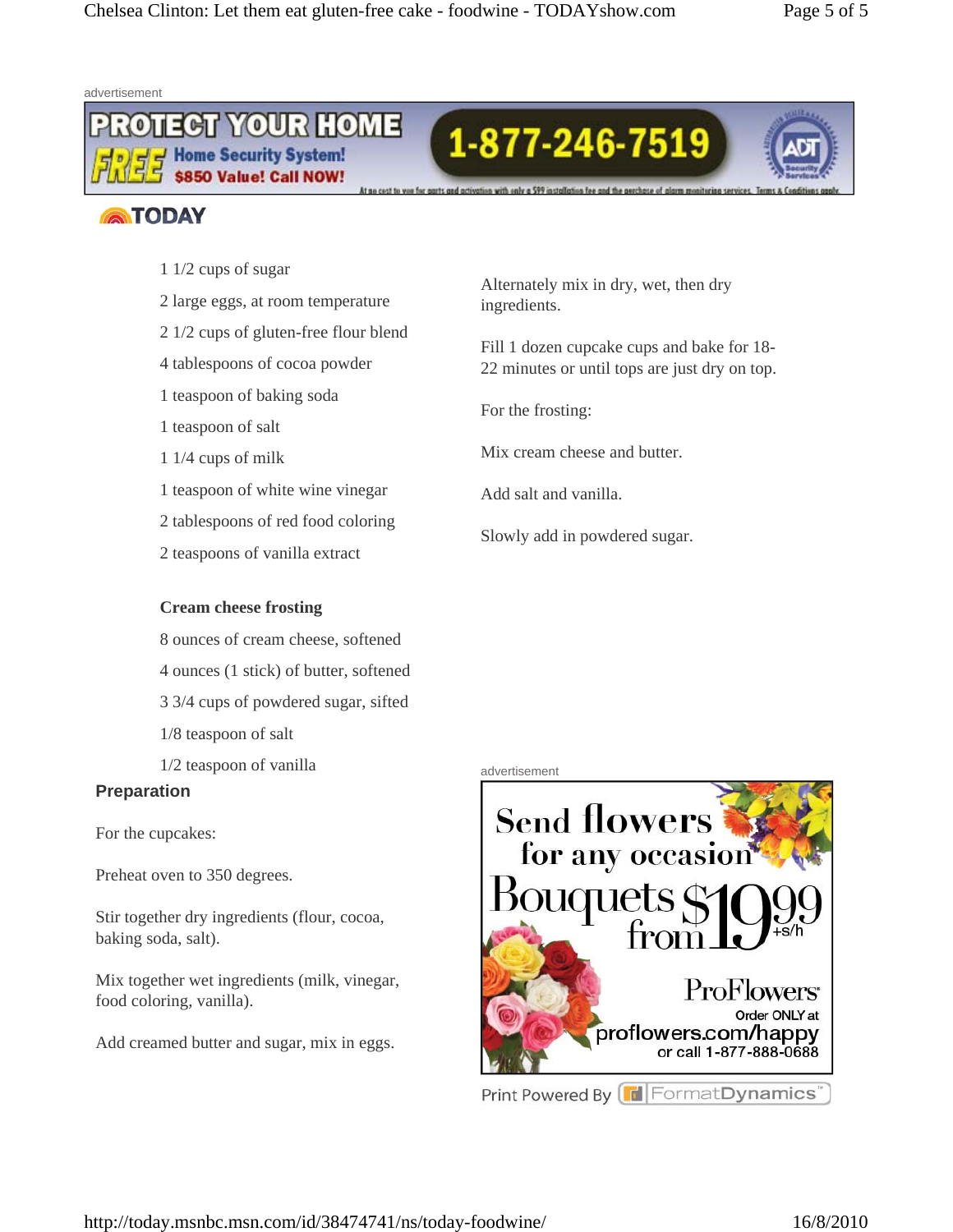1 1/2 cups of sugar

2 large eggs, at room temperature

2 1/2 cups of gluten-free flour blend

4 tablespoons of cocoa powder

1 teaspoon of baking soda

1 teaspoon of salt

1 1/4 cups of milk

1 teaspoon of white wine vinegar

2 tablespoons of red food coloring

2 teaspoons of vanilla extract

**Cream cheese frosting**

8 ounces of cream cheese, softened

4 ounces (1 stick) of butter, softened

3 3/4 cups of powdered sugar, sifted

1/8 teaspoon of salt

1/2 teaspoon of vanilla

## Preparation

For the cupcakes:

Preheat oven to 350 degrees.

Stir together dry ingredients (flour, cocoa, baking soda, salt).

Mix together wet ingredients (milk, vinegar, food coloring, vanilla).

Add creamed butter and sugar, mix in eggs.

Alternately mix in dry, wet, then dry ingredients.

Fill 1 dozen cupcake cups and bake for 18-22 minutes or until tops are just dry on top.

For the frosting:

Mix cream cheese and butter.

Add salt and vanilla.

Slowly add in powdered sugar.